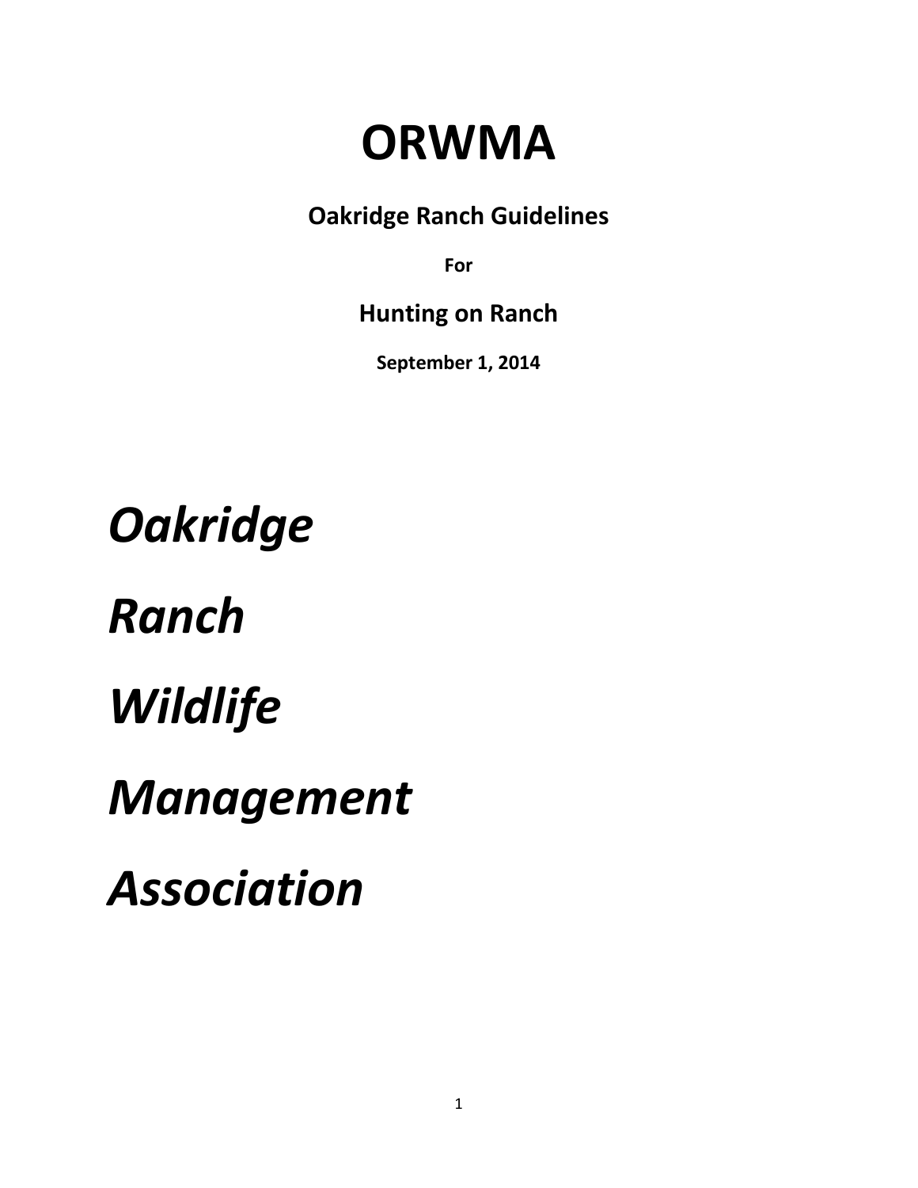# ORWMA

## Oakridge Ranch Guidelines

**For**

## Hunting on Ranch

**September 1, 2014**

***Oakridge***

***Ranch***

***Wildlife***

***Management***

***Association***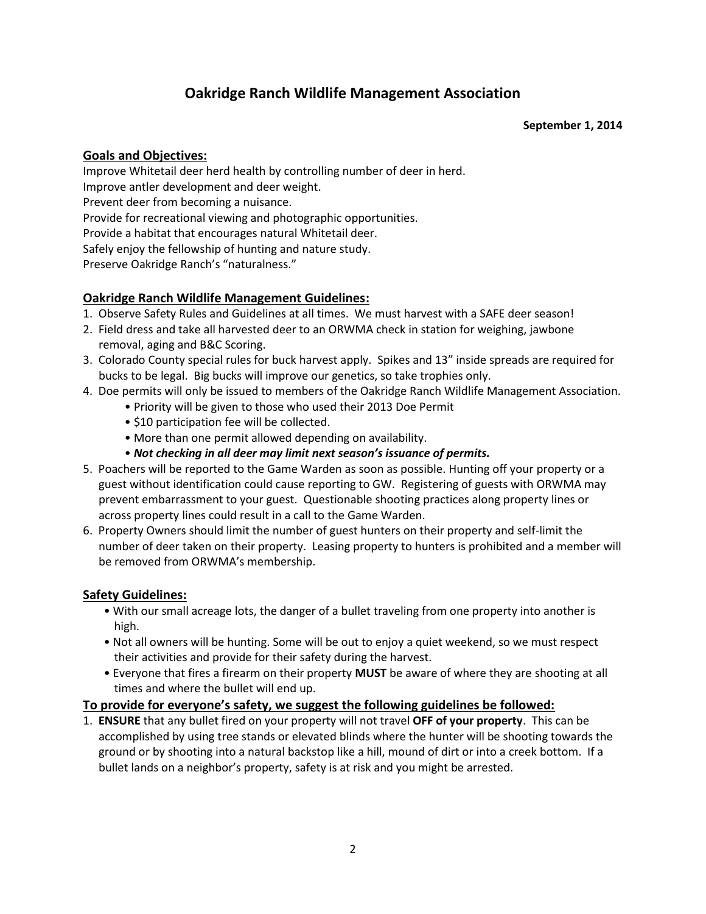# Oakridge Ranch Wildlife Management Association

**September 1, 2014**

## Goals and Objectives:

Improve Whitetail deer herd health by controlling number of deer in herd.
Improve antler development and deer weight.
Prevent deer from becoming a nuisance.
Provide for recreational viewing and photographic opportunities.
Provide a habitat that encourages natural Whitetail deer.
Safely enjoy the fellowship of hunting and nature study.
Preserve Oakridge Ranch's "naturalness."

## Oakridge Ranch Wildlife Management Guidelines:

1. Observe Safety Rules and Guidelines at all times. We must harvest with a SAFE deer season!
2. Field dress and take all harvested deer to an ORWMA check in station for weighing, jawbone removal, aging and B&C Scoring.
3. Colorado County special rules for buck harvest apply. Spikes and 13" inside spreads are required for bucks to be legal. Big bucks will improve our genetics, so take trophies only.
4. Doe permits will only be issued to members of the Oakridge Ranch Wildlife Management Association.
   - Priority will be given to those who used their 2013 Doe Permit
   - $10 participation fee will be collected.
   - More than one permit allowed depending on availability.
   - ***Not checking in all deer may limit next season's issuance of permits.***
5. Poachers will be reported to the Game Warden as soon as possible. Hunting off your property or a guest without identification could cause reporting to GW. Registering of guests with ORWMA may prevent embarrassment to your guest. Questionable shooting practices along property lines or across property lines could result in a call to the Game Warden.
6. Property Owners should limit the number of guest hunters on their property and self-limit the number of deer taken on their property. Leasing property to hunters is prohibited and a member will be removed from ORWMA's membership.

## Safety Guidelines:

- With our small acreage lots, the danger of a bullet traveling from one property into another is high.
- Not all owners will be hunting. Some will be out to enjoy a quiet weekend, so we must respect their activities and provide for their safety during the harvest.
- Everyone that fires a firearm on their property **MUST** be aware of where they are shooting at all times and where the bullet will end up.

## To provide for everyone's safety, we suggest the following guidelines be followed:

1. **ENSURE** that any bullet fired on your property will not travel **OFF of your property**. This can be accomplished by using tree stands or elevated blinds where the hunter will be shooting towards the ground or by shooting into a natural backstop like a hill, mound of dirt or into a creek bottom. If a bullet lands on a neighbor's property, safety is at risk and you might be arrested.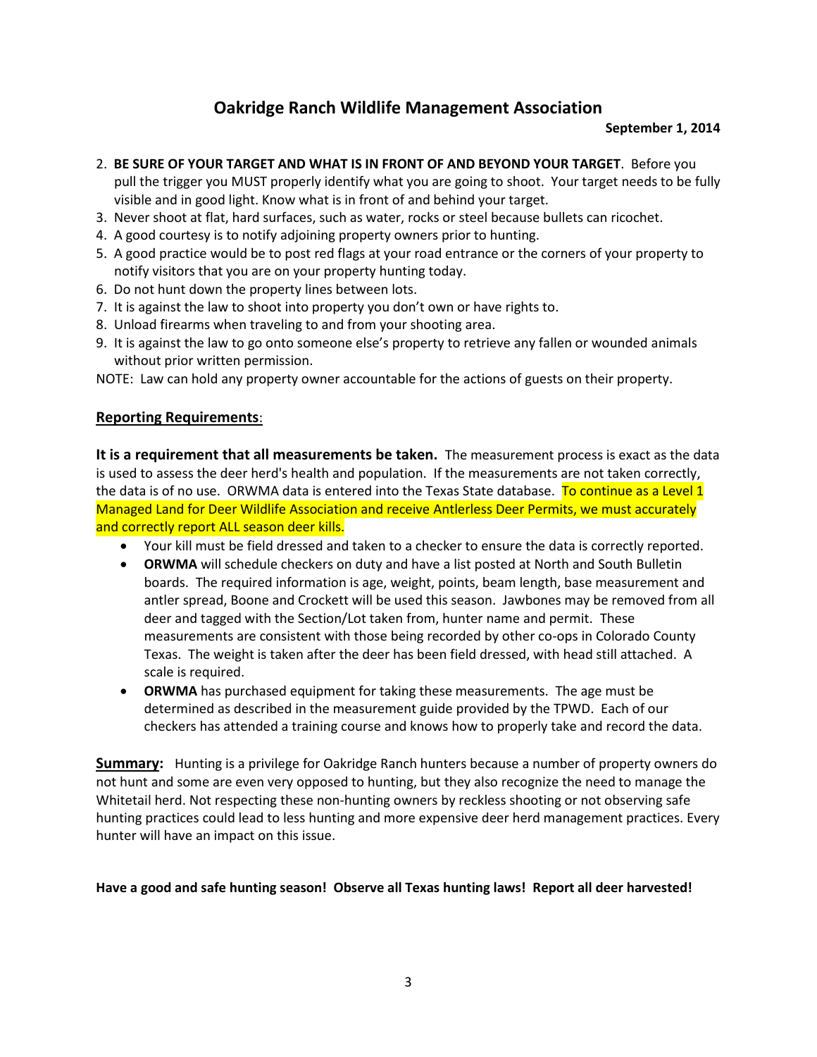## Oakridge Ranch Wildlife Management Association

**September 1, 2014**

2. **BE SURE OF YOUR TARGET AND WHAT IS IN FRONT OF AND BEYOND YOUR TARGET**. Before you pull the trigger you MUST properly identify what you are going to shoot. Your target needs to be fully visible and in good light. Know what is in front of and behind your target.
3. Never shoot at flat, hard surfaces, such as water, rocks or steel because bullets can ricochet.
4. A good courtesy is to notify adjoining property owners prior to hunting.
5. A good practice would be to post red flags at your road entrance or the corners of your property to notify visitors that you are on your property hunting today.
6. Do not hunt down the property lines between lots.
7. It is against the law to shoot into property you don't own or have rights to.
8. Unload firearms when traveling to and from your shooting area.
9. It is against the law to go onto someone else's property to retrieve any fallen or wounded animals without prior written permission.

NOTE: Law can hold any property owner accountable for the actions of guests on their property.

### Reporting Requirements:

**It is a requirement that all measurements be taken.** The measurement process is exact as the data is used to assess the deer herd's health and population. If the measurements are not taken correctly, the data is of no use. ORWMA data is entered into the Texas State database. To continue as a Level 1 Managed Land for Deer Wildlife Association and receive Antlerless Deer Permits, we must accurately and correctly report ALL season deer kills.

- Your kill must be field dressed and taken to a checker to ensure the data is correctly reported.
- **ORWMA** will schedule checkers on duty and have a list posted at North and South Bulletin boards. The required information is age, weight, points, beam length, base measurement and antler spread, Boone and Crockett will be used this season. Jawbones may be removed from all deer and tagged with the Section/Lot taken from, hunter name and permit. These measurements are consistent with those being recorded by other co-ops in Colorado County Texas. The weight is taken after the deer has been field dressed, with head still attached. A scale is required.
- **ORWMA** has purchased equipment for taking these measurements. The age must be determined as described in the measurement guide provided by the TPWD. Each of our checkers has attended a training course and knows how to properly take and record the data.

**Summary:** Hunting is a privilege for Oakridge Ranch hunters because a number of property owners do not hunt and some are even very opposed to hunting, but they also recognize the need to manage the Whitetail herd. Not respecting these non-hunting owners by reckless shooting or not observing safe hunting practices could lead to less hunting and more expensive deer herd management practices. Every hunter will have an impact on this issue.

**Have a good and safe hunting season! Observe all Texas hunting laws! Report all deer harvested!**